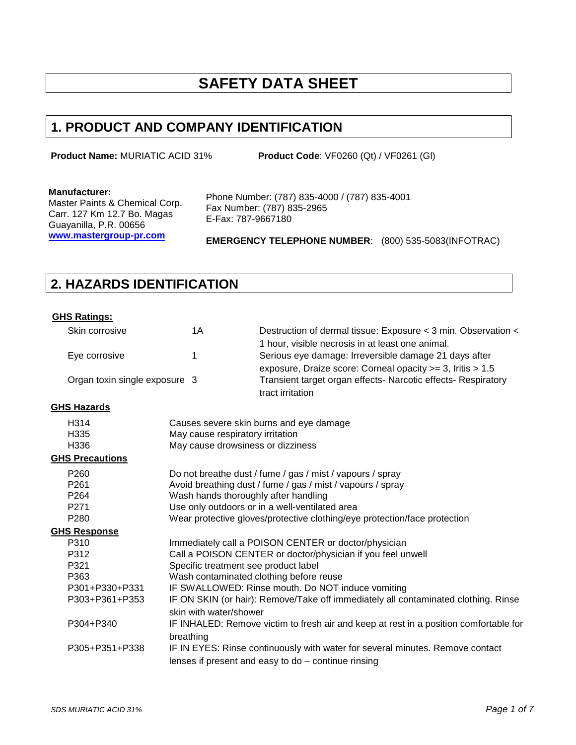# SAFETY DATA SHEET

## 1. PRODUCT AND COMPANY IDENTIFICATION

**Product Name:** MURIATIC ACID 31% **Product Code**: VF0260 (Qt) / VF0261 (Gl)

**Manufacturer:**
Master Paints & Chemical Corp.
Carr. 127 Km 12.7 Bo. Magas
Guayanilla, P.R. 00656
www.mastergroup-pr.com

Phone Number: (787) 835-4000 / (787) 835-4001
Fax Number: (787) 835-2965
E-Fax: 787-9667180

**EMERGENCY TELEPHONE NUMBER**: (800) 535-5083(INFOTRAC)

## 2. HAZARDS IDENTIFICATION

**GHS Ratings:**

| | | |
|---|---|---|
| Skin corrosive | 1A | Destruction of dermal tissue: Exposure < 3 min. Observation < 1 hour, visible necrosis in at least one animal. |
| Eye corrosive | 1 | Serious eye damage: Irreversible damage 21 days after exposure, Draize score: Corneal opacity >= 3, Iritis > 1.5 |
| Organ toxin single exposure | 3 | Transient target organ effects- Narcotic effects- Respiratory tract irritation |

**GHS Hazards**

| | |
|---|---|
| H314 | Causes severe skin burns and eye damage |
| H335 | May cause respiratory irritation |
| H336 | May cause drowsiness or dizziness |

**GHS Precautions**

| | |
|---|---|
| P260 | Do not breathe dust / fume / gas / mist / vapours / spray |
| P261 | Avoid breathing dust / fume / gas / mist / vapours / spray |
| P264 | Wash hands thoroughly after handling |
| P271 | Use only outdoors or in a well-ventilated area |
| P280 | Wear protective gloves/protective clothing/eye protection/face protection |

**GHS Response**

| | |
|---|---|
| P310 | Immediately call a POISON CENTER or doctor/physician |
| P312 | Call a POISON CENTER or doctor/physician if you feel unwell |
| P321 | Specific treatment see product label |
| P363 | Wash contaminated clothing before reuse |
| P301+P330+P331 | IF SWALLOWED: Rinse mouth. Do NOT induce vomiting |
| P303+P361+P353 | IF ON SKIN (or hair): Remove/Take off immediately all contaminated clothing. Rinse skin with water/shower |
| P304+P340 | IF INHALED: Remove victim to fresh air and keep at rest in a position comfortable for breathing |
| P305+P351+P338 | IF IN EYES: Rinse continuously with water for several minutes. Remove contact lenses if present and easy to do – continue rinsing |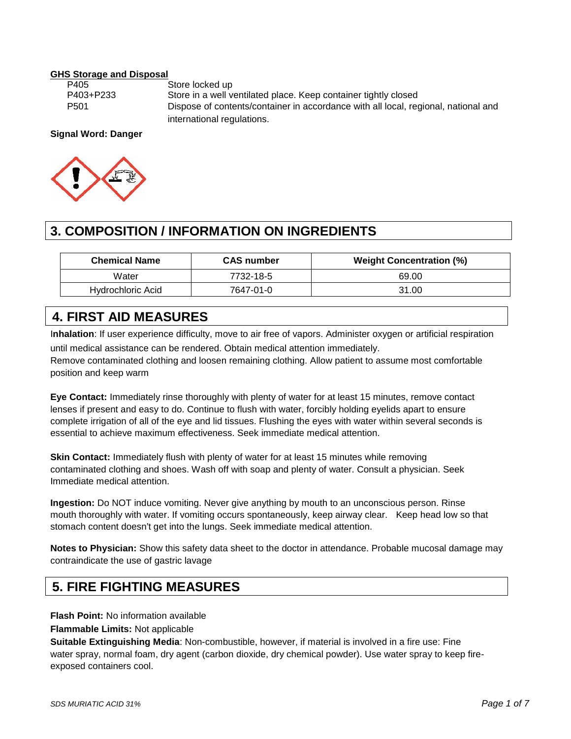**GHS Storage and Disposal**

| | |
|---|---|
| P405 | Store locked up |
| P403+P233 | Store in a well ventilated place. Keep container tightly closed |
| P501 | Dispose of contents/container in accordance with all local, regional, national and international regulations. |

**Signal Word: Danger**

## 3. COMPOSITION / INFORMATION ON INGREDIENTS

| Chemical Name | CAS number | Weight Concentration (%) |
|---|---|---|
| Water | 7732-18-5 | 69.00 |
| Hydrochloric Acid | 7647-01-0 | 31.00 |

## 4. FIRST AID MEASURES

**Inhalation**: If user experience difficulty, move to air free of vapors. Administer oxygen or artificial respiration until medical assistance can be rendered. Obtain medical attention immediately.
Remove contaminated clothing and loosen remaining clothing. Allow patient to assume most comfortable position and keep warm

**Eye Contact:** Immediately rinse thoroughly with plenty of water for at least 15 minutes, remove contact lenses if present and easy to do. Continue to flush with water, forcibly holding eyelids apart to ensure complete irrigation of all of the eye and lid tissues. Flushing the eyes with water within several seconds is essential to achieve maximum effectiveness. Seek immediate medical attention.

**Skin Contact:** Immediately flush with plenty of water for at least 15 minutes while removing contaminated clothing and shoes. Wash off with soap and plenty of water. Consult a physician. Seek Immediate medical attention.

**Ingestion:** Do NOT induce vomiting. Never give anything by mouth to an unconscious person. Rinse mouth thoroughly with water. If vomiting occurs spontaneously, keep airway clear. Keep head low so that stomach content doesn't get into the lungs. Seek immediate medical attention.

**Notes to Physician:** Show this safety data sheet to the doctor in attendance. Probable mucosal damage may contraindicate the use of gastric lavage

## 5. FIRE FIGHTING MEASURES

**Flash Point:** No information available

**Flammable Limits:** Not applicable

**Suitable Extinguishing Media**: Non-combustible, however, if material is involved in a fire use: Fine water spray, normal foam, dry agent (carbon dioxide, dry chemical powder). Use water spray to keep fire-exposed containers cool.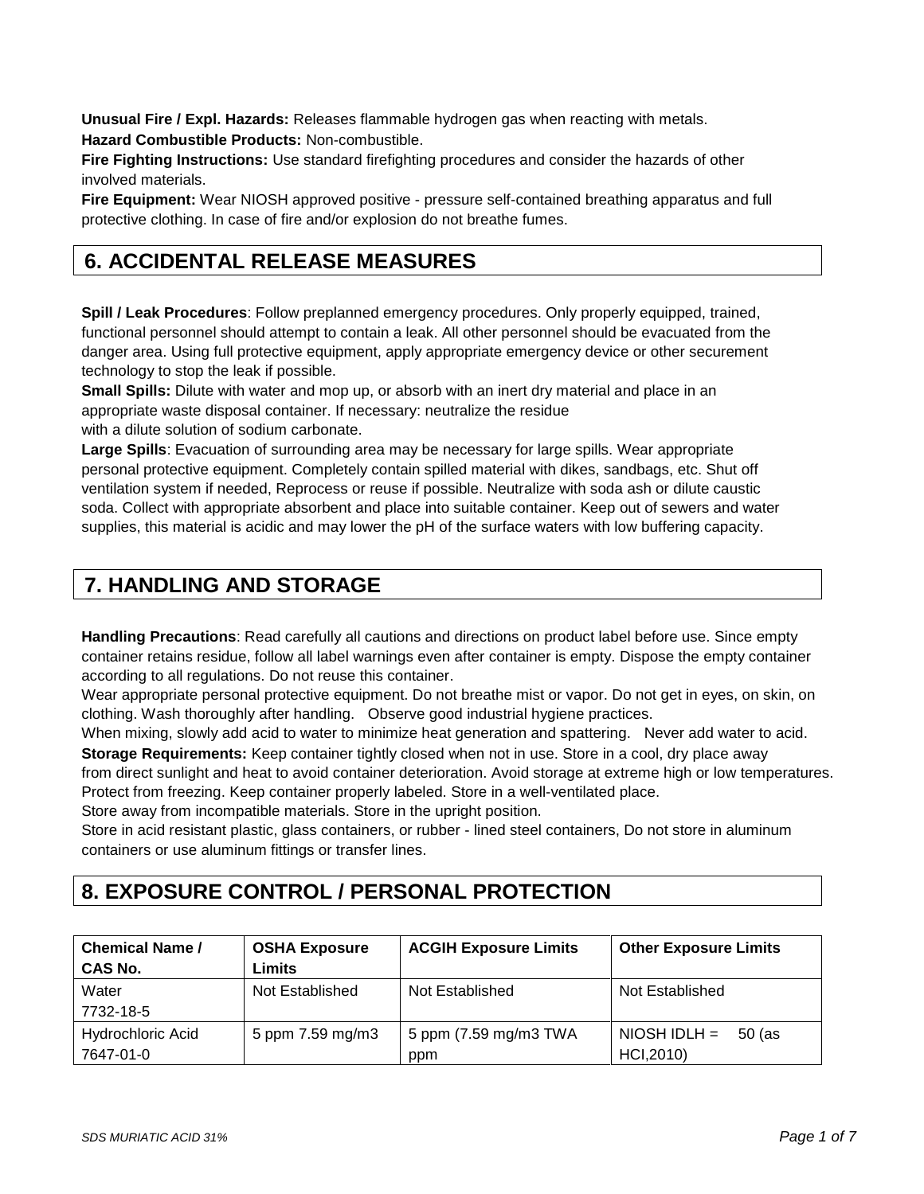**Unusual Fire / Expl. Hazards:** Releases flammable hydrogen gas when reacting with metals.
**Hazard Combustible Products:** Non-combustible.
**Fire Fighting Instructions:** Use standard firefighting procedures and consider the hazards of other involved materials.
**Fire Equipment:** Wear NIOSH approved positive - pressure self-contained breathing apparatus and full protective clothing. In case of fire and/or explosion do not breathe fumes.

## 6. ACCIDENTAL RELEASE MEASURES

**Spill / Leak Procedures**: Follow preplanned emergency procedures. Only properly equipped, trained, functional personnel should attempt to contain a leak. All other personnel should be evacuated from the danger area. Using full protective equipment, apply appropriate emergency device or other securement technology to stop the leak if possible.
**Small Spills:** Dilute with water and mop up, or absorb with an inert dry material and place in an appropriate waste disposal container. If necessary: neutralize the residue with a dilute solution of sodium carbonate.
**Large Spills**: Evacuation of surrounding area may be necessary for large spills. Wear appropriate personal protective equipment. Completely contain spilled material with dikes, sandbags, etc. Shut off ventilation system if needed, Reprocess or reuse if possible. Neutralize with soda ash or dilute caustic soda. Collect with appropriate absorbent and place into suitable container. Keep out of sewers and water supplies, this material is acidic and may lower the pH of the surface waters with low buffering capacity.

## 7. HANDLING AND STORAGE

**Handling Precautions**: Read carefully all cautions and directions on product label before use. Since empty container retains residue, follow all label warnings even after container is empty. Dispose the empty container according to all regulations. Do not reuse this container.
Wear appropriate personal protective equipment. Do not breathe mist or vapor. Do not get in eyes, on skin, on clothing. Wash thoroughly after handling. Observe good industrial hygiene practices.
When mixing, slowly add acid to water to minimize heat generation and spattering. Never add water to acid.
**Storage Requirements:** Keep container tightly closed when not in use. Store in a cool, dry place away from direct sunlight and heat to avoid container deterioration. Avoid storage at extreme high or low temperatures. Protect from freezing. Keep container properly labeled. Store in a well-ventilated place.
Store away from incompatible materials. Store in the upright position.
Store in acid resistant plastic, glass containers, or rubber - lined steel containers, Do not store in aluminum containers or use aluminum fittings or transfer lines.

## 8. EXPOSURE CONTROL / PERSONAL PROTECTION

| Chemical Name / CAS No. | OSHA Exposure Limits | ACGIH Exposure Limits | Other Exposure Limits |
|---|---|---|---|
| Water 7732-18-5 | Not Established | Not Established | Not Established |
| Hydrochloric Acid 7647-01-0 | 5 ppm 7.59 mg/m3 | 5 ppm (7.59 mg/m3 TWA ppm | NIOSH IDLH = 50 (as HCl,2010) |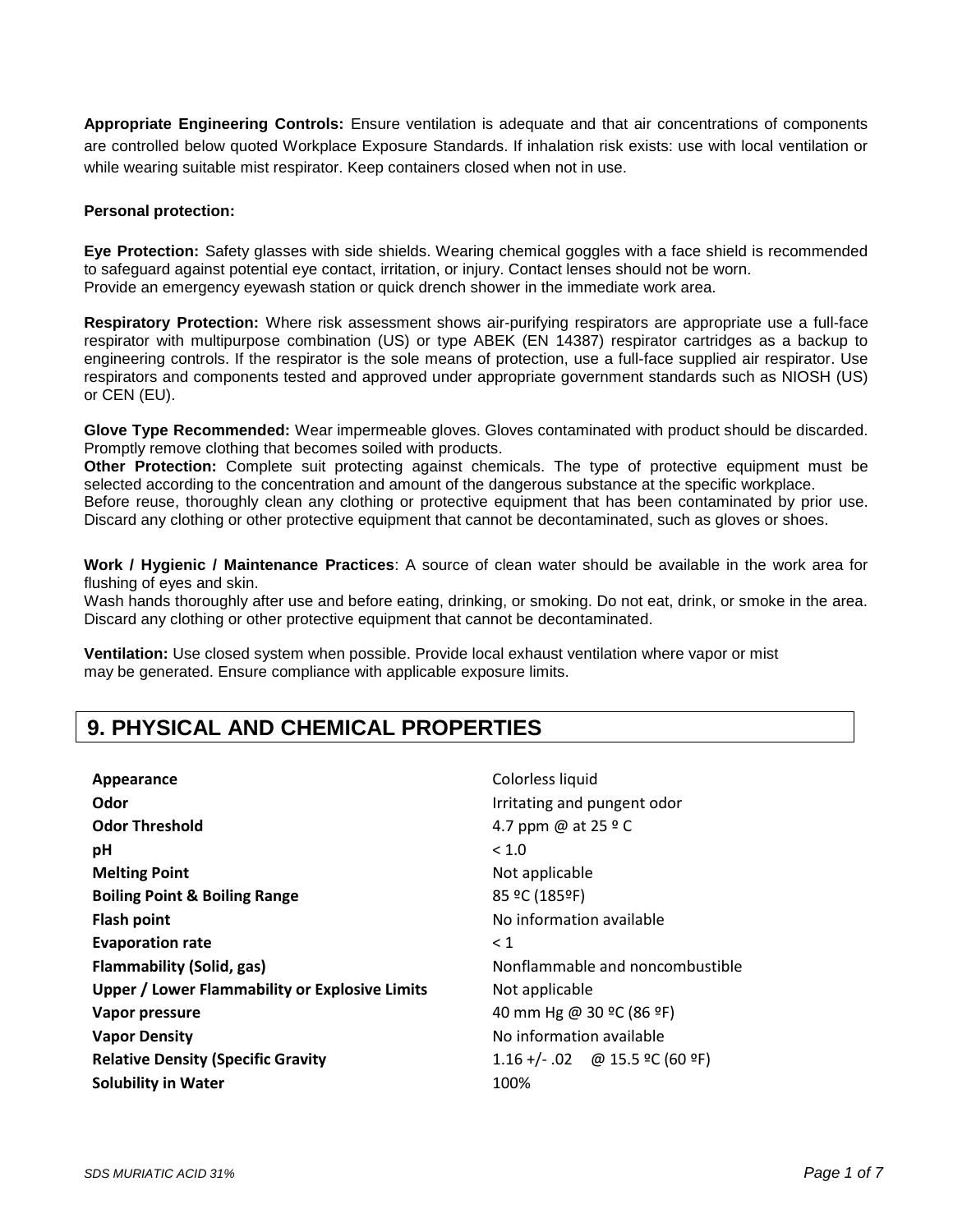**Appropriate Engineering Controls:** Ensure ventilation is adequate and that air concentrations of components are controlled below quoted Workplace Exposure Standards. If inhalation risk exists: use with local ventilation or while wearing suitable mist respirator. Keep containers closed when not in use.

**Personal protection:**

**Eye Protection:** Safety glasses with side shields. Wearing chemical goggles with a face shield is recommended to safeguard against potential eye contact, irritation, or injury. Contact lenses should not be worn.
Provide an emergency eyewash station or quick drench shower in the immediate work area.

**Respiratory Protection:** Where risk assessment shows air-purifying respirators are appropriate use a full-face respirator with multipurpose combination (US) or type ABEK (EN 14387) respirator cartridges as a backup to engineering controls. If the respirator is the sole means of protection, use a full-face supplied air respirator. Use respirators and components tested and approved under appropriate government standards such as NIOSH (US) or CEN (EU).

**Glove Type Recommended:** Wear impermeable gloves. Gloves contaminated with product should be discarded. Promptly remove clothing that becomes soiled with products.
**Other Protection:** Complete suit protecting against chemicals. The type of protective equipment must be selected according to the concentration and amount of the dangerous substance at the specific workplace.
Before reuse, thoroughly clean any clothing or protective equipment that has been contaminated by prior use. Discard any clothing or other protective equipment that cannot be decontaminated, such as gloves or shoes.

**Work / Hygienic / Maintenance Practices**: A source of clean water should be available in the work area for flushing of eyes and skin.
Wash hands thoroughly after use and before eating, drinking, or smoking. Do not eat, drink, or smoke in the area. Discard any clothing or other protective equipment that cannot be decontaminated.

**Ventilation:** Use closed system when possible. Provide local exhaust ventilation where vapor or mist may be generated. Ensure compliance with applicable exposure limits.

## 9. PHYSICAL AND CHEMICAL PROPERTIES

| | |
|---|---|
| **Appearance** | Colorless liquid |
| **Odor** | Irritating and pungent odor |
| **Odor Threshold** | 4.7 ppm @ at 25 º C |
| **pH** | < 1.0 |
| **Melting Point** | Not applicable |
| **Boiling Point & Boiling Range** | 85 ºC (185ºF) |
| **Flash point** | No information available |
| **Evaporation rate** | < 1 |
| **Flammability (Solid, gas)** | Nonflammable and noncombustible |
| **Upper / Lower Flammability or Explosive Limits** | Not applicable |
| **Vapor pressure** | 40 mm Hg @ 30 ºC (86 ºF) |
| **Vapor Density** | No information available |
| **Relative Density (Specific Gravity** | 1.16 +/- .02 @ 15.5 ºC (60 ºF) |
| **Solubility in Water** | 100% |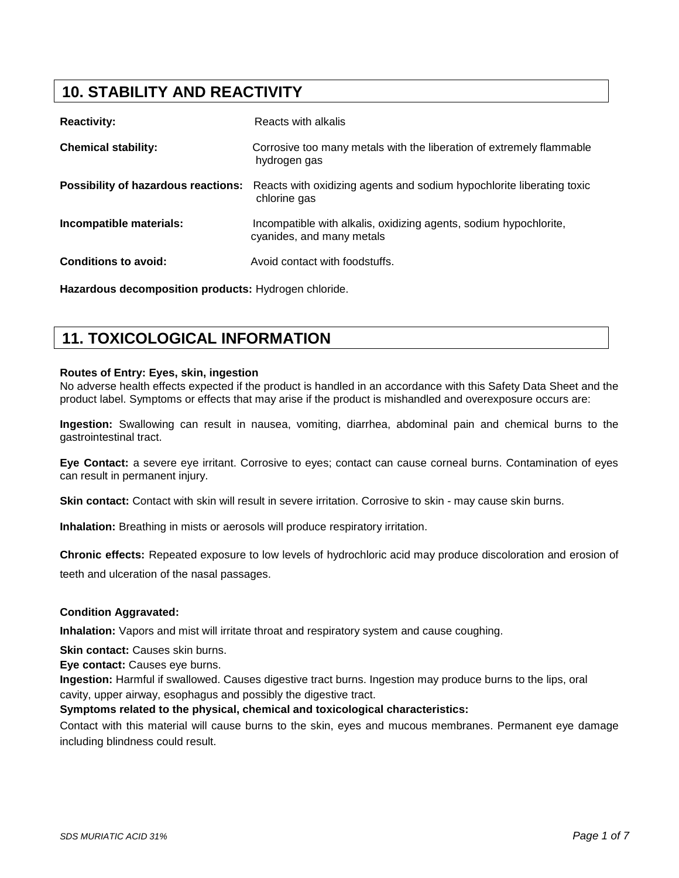## 10. STABILITY AND REACTIVITY

**Reactivity:** Reacts with alkalis

**Chemical stability:** Corrosive too many metals with the liberation of extremely flammable hydrogen gas

**Possibility of hazardous reactions:** Reacts with oxidizing agents and sodium hypochlorite liberating toxic chlorine gas

**Incompatible materials:** Incompatible with alkalis, oxidizing agents, sodium hypochlorite, cyanides, and many metals

**Conditions to avoid:** Avoid contact with foodstuffs.

**Hazardous decomposition products:** Hydrogen chloride.

## 11. TOXICOLOGICAL INFORMATION

**Routes of Entry: Eyes, skin, ingestion**

No adverse health effects expected if the product is handled in an accordance with this Safety Data Sheet and the product label. Symptoms or effects that may arise if the product is mishandled and overexposure occurs are:

**Ingestion:** Swallowing can result in nausea, vomiting, diarrhea, abdominal pain and chemical burns to the gastrointestinal tract.

**Eye Contact:** a severe eye irritant. Corrosive to eyes; contact can cause corneal burns. Contamination of eyes can result in permanent injury.

**Skin contact:** Contact with skin will result in severe irritation. Corrosive to skin - may cause skin burns.

**Inhalation:** Breathing in mists or aerosols will produce respiratory irritation.

**Chronic effects:** Repeated exposure to low levels of hydrochloric acid may produce discoloration and erosion of teeth and ulceration of the nasal passages.

**Condition Aggravated:**

**Inhalation:** Vapors and mist will irritate throat and respiratory system and cause coughing.

**Skin contact:** Causes skin burns.

**Eye contact:** Causes eye burns.

**Ingestion:** Harmful if swallowed. Causes digestive tract burns. Ingestion may produce burns to the lips, oral cavity, upper airway, esophagus and possibly the digestive tract.

**Symptoms related to the physical, chemical and toxicological characteristics:**

Contact with this material will cause burns to the skin, eyes and mucous membranes. Permanent eye damage including blindness could result.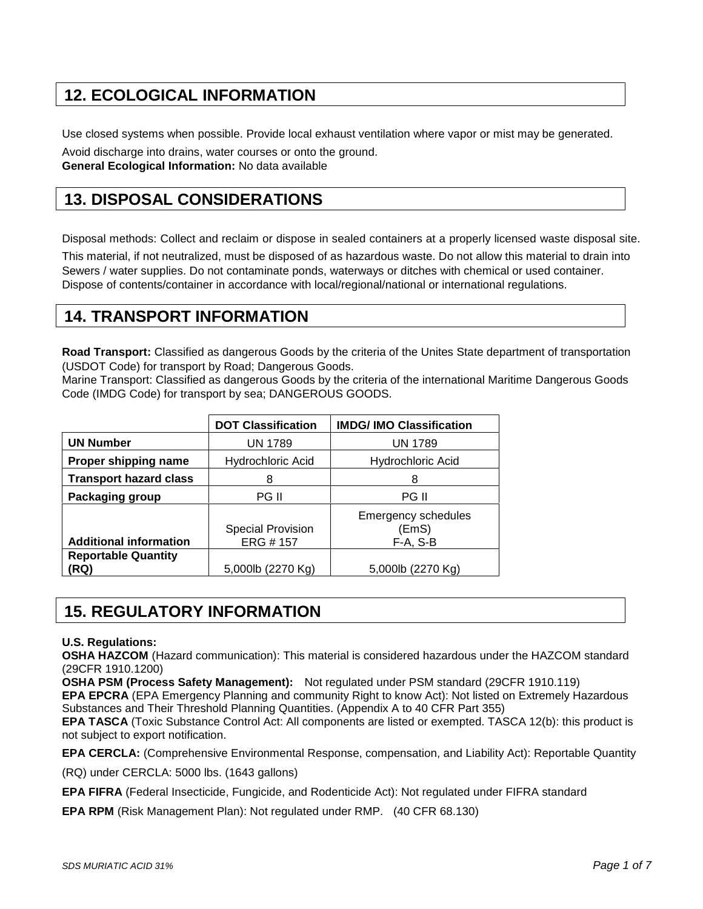## 12. ECOLOGICAL INFORMATION

Use closed systems when possible. Provide local exhaust ventilation where vapor or mist may be generated.

Avoid discharge into drains, water courses or onto the ground.
**General Ecological Information:** No data available

## 13. DISPOSAL CONSIDERATIONS

Disposal methods: Collect and reclaim or dispose in sealed containers at a properly licensed waste disposal site.

This material, if not neutralized, must be disposed of as hazardous waste. Do not allow this material to drain into Sewers / water supplies. Do not contaminate ponds, waterways or ditches with chemical or used container. Dispose of contents/container in accordance with local/regional/national or international regulations.

## 14. TRANSPORT INFORMATION

**Road Transport:** Classified as dangerous Goods by the criteria of the Unites State department of transportation (USDOT Code) for transport by Road; Dangerous Goods.
Marine Transport: Classified as dangerous Goods by the criteria of the international Maritime Dangerous Goods Code (IMDG Code) for transport by sea; DANGEROUS GOODS.

| | DOT Classification | IMDG/ IMO Classification |
|---|---|---|
| **UN Number** | UN 1789 | UN 1789 |
| **Proper shipping name** | Hydrochloric Acid | Hydrochloric Acid |
| **Transport hazard class** | 8 | 8 |
| **Packaging group** | PG II | PG II |
| **Additional information** | Special Provision ERG # 157 | Emergency schedules (EmS) F-A, S-B |
| **Reportable Quantity (RQ)** | 5,000lb (2270 Kg) | 5,000lb (2270 Kg) |

## 15. REGULATORY INFORMATION

**U.S. Regulations:**
**OSHA HAZCOM** (Hazard communication): This material is considered hazardous under the HAZCOM standard (29CFR 1910.1200)
**OSHA PSM (Process Safety Management):** Not regulated under PSM standard (29CFR 1910.119)
**EPA EPCRA** (EPA Emergency Planning and community Right to know Act): Not listed on Extremely Hazardous Substances and Their Threshold Planning Quantities. (Appendix A to 40 CFR Part 355)
**EPA TASCA** (Toxic Substance Control Act: All components are listed or exempted. TASCA 12(b): this product is not subject to export notification.

**EPA CERCLA:** (Comprehensive Environmental Response, compensation, and Liability Act): Reportable Quantity (RQ) under CERCLA: 5000 lbs. (1643 gallons)

**EPA FIFRA** (Federal Insecticide, Fungicide, and Rodenticide Act): Not regulated under FIFRA standard

**EPA RPM** (Risk Management Plan): Not regulated under RMP. (40 CFR 68.130)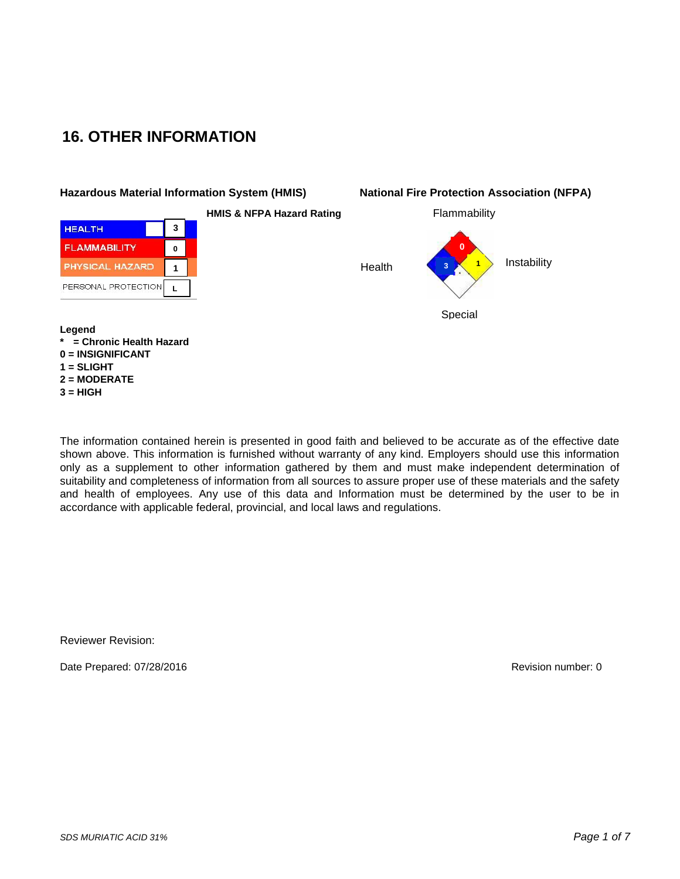## 16. OTHER INFORMATION

**Hazardous Material Information System (HMIS)**

**HMIS & NFPA Hazard Rating**

| | |
|---|---|
| HEALTH | 3 |
| FLAMMABILITY | 0 |
| PHYSICAL HAZARD | 1 |
| PERSONAL PROTECTION | L |

**National Fire Protection Association (NFPA)**

Flammability
0

Health
3

Instability
1

Special

**Legend**
**\* = Chronic Health Hazard**
**0 = INSIGNIFICANT**
**1 = SLIGHT**
**2 = MODERATE**
**3 = HIGH**

The information contained herein is presented in good faith and believed to be accurate as of the effective date shown above. This information is furnished without warranty of any kind. Employers should use this information only as a supplement to other information gathered by them and must make independent determination of suitability and completeness of information from all sources to assure proper use of these materials and the safety and health of employees. Any use of this data and Information must be determined by the user to be in accordance with applicable federal, provincial, and local laws and regulations.

Reviewer Revision:

Date Prepared: 07/28/2016

Revision number: 0